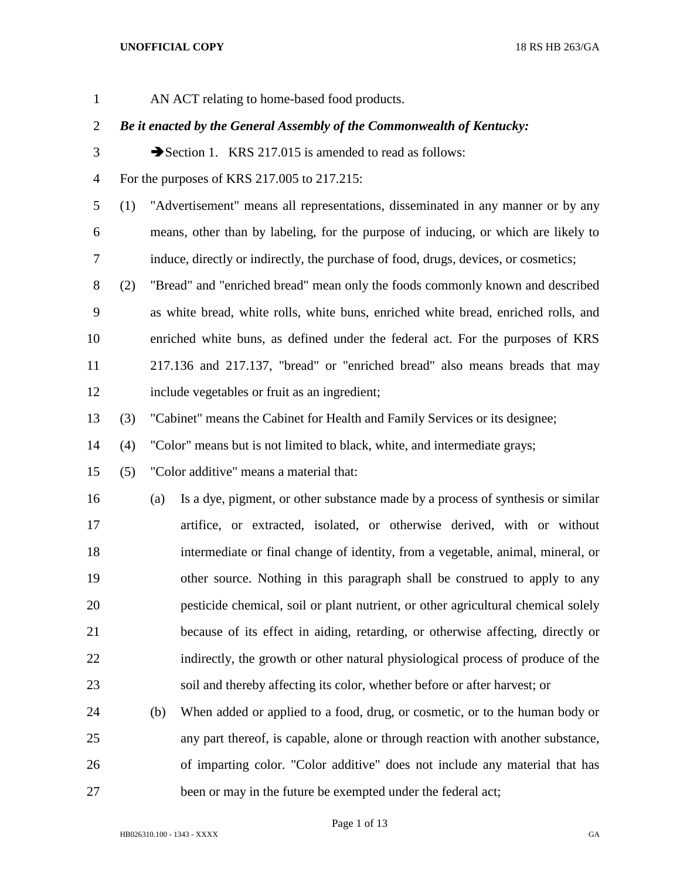AN ACT relating to home-based food products.

***Be it enacted by the General Assembly of the Commonwealth of Kentucky:***

➔Section 1. KRS 217.015 is amended to read as follows:

For the purposes of KRS 217.005 to 217.215:

(1) "Advertisement" means all representations, disseminated in any manner or by any means, other than by labeling, for the purpose of inducing, or which are likely to induce, directly or indirectly, the purchase of food, drugs, devices, or cosmetics;

(2) "Bread" and "enriched bread" mean only the foods commonly known and described as white bread, white rolls, white buns, enriched white bread, enriched rolls, and enriched white buns, as defined under the federal act. For the purposes of KRS 217.136 and 217.137, "bread" or "enriched bread" also means breads that may include vegetables or fruit as an ingredient;

(3) "Cabinet" means the Cabinet for Health and Family Services or its designee;

(4) "Color" means but is not limited to black, white, and intermediate grays;

(5) "Color additive" means a material that:

(a) Is a dye, pigment, or other substance made by a process of synthesis or similar artifice, or extracted, isolated, or otherwise derived, with or without intermediate or final change of identity, from a vegetable, animal, mineral, or other source. Nothing in this paragraph shall be construed to apply to any pesticide chemical, soil or plant nutrient, or other agricultural chemical solely because of its effect in aiding, retarding, or otherwise affecting, directly or indirectly, the growth or other natural physiological process of produce of the soil and thereby affecting its color, whether before or after harvest; or

(b) When added or applied to a food, drug, or cosmetic, or to the human body or any part thereof, is capable, alone or through reaction with another substance, of imparting color. "Color additive" does not include any material that has been or may in the future be exempted under the federal act;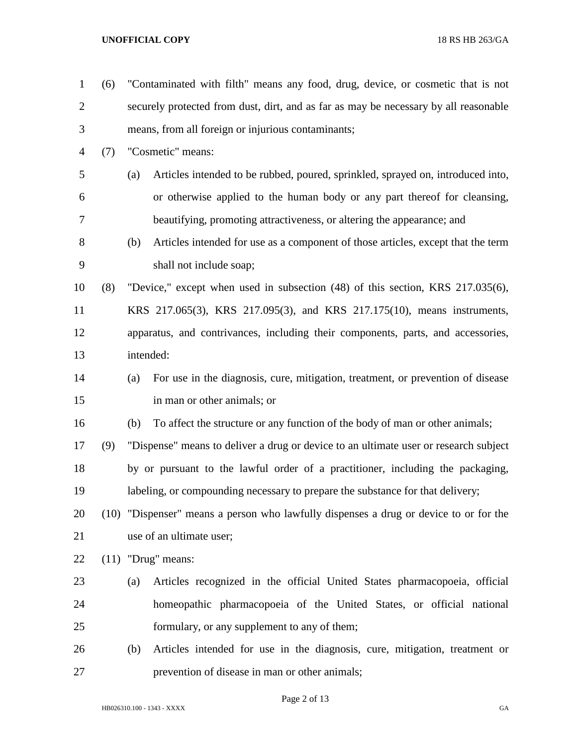(6) "Contaminated with filth" means any food, drug, device, or cosmetic that is not securely protected from dust, dirt, and as far as may be necessary by all reasonable means, from all foreign or injurious contaminants;

(7) "Cosmetic" means:

(a) Articles intended to be rubbed, poured, sprinkled, sprayed on, introduced into, or otherwise applied to the human body or any part thereof for cleansing, beautifying, promoting attractiveness, or altering the appearance; and

(b) Articles intended for use as a component of those articles, except that the term shall not include soap;

(8) "Device," except when used in subsection (48) of this section, KRS 217.035(6), KRS 217.065(3), KRS 217.095(3), and KRS 217.175(10), means instruments, apparatus, and contrivances, including their components, parts, and accessories, intended:

(a) For use in the diagnosis, cure, mitigation, treatment, or prevention of disease in man or other animals; or

(b) To affect the structure or any function of the body of man or other animals;

(9) "Dispense" means to deliver a drug or device to an ultimate user or research subject by or pursuant to the lawful order of a practitioner, including the packaging, labeling, or compounding necessary to prepare the substance for that delivery;

(10) "Dispenser" means a person who lawfully dispenses a drug or device to or for the use of an ultimate user;

(11) "Drug" means:

(a) Articles recognized in the official United States pharmacopoeia, official homeopathic pharmacopoeia of the United States, or official national formulary, or any supplement to any of them;

(b) Articles intended for use in the diagnosis, cure, mitigation, treatment or prevention of disease in man or other animals;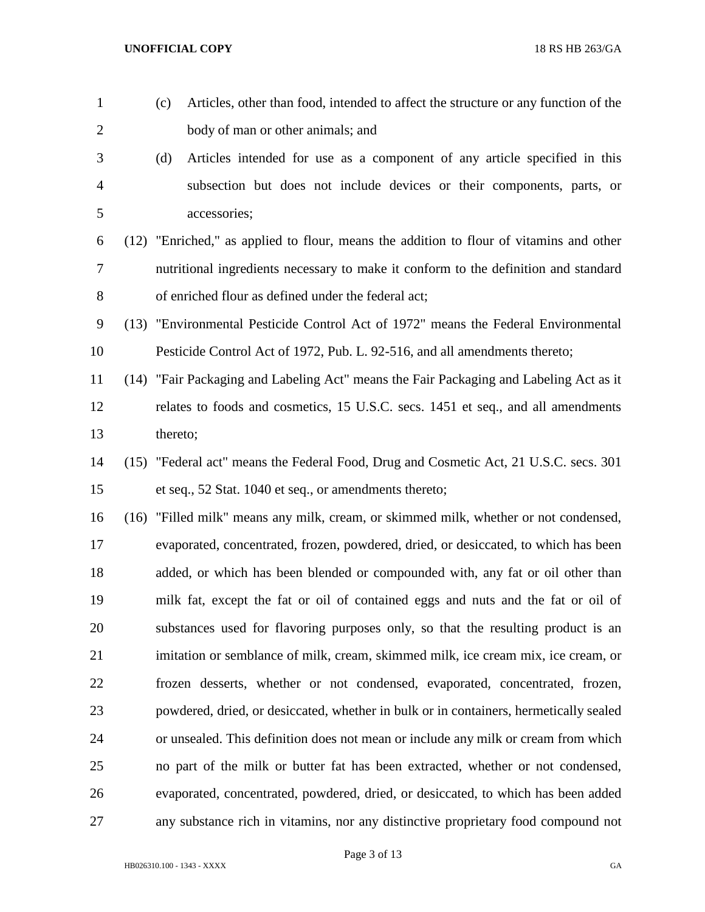(c) Articles, other than food, intended to affect the structure or any function of the body of man or other animals; and

(d) Articles intended for use as a component of any article specified in this subsection but does not include devices or their components, parts, or accessories;

(12) "Enriched," as applied to flour, means the addition to flour of vitamins and other nutritional ingredients necessary to make it conform to the definition and standard of enriched flour as defined under the federal act;

(13) "Environmental Pesticide Control Act of 1972" means the Federal Environmental Pesticide Control Act of 1972, Pub. L. 92-516, and all amendments thereto;

(14) "Fair Packaging and Labeling Act" means the Fair Packaging and Labeling Act as it relates to foods and cosmetics, 15 U.S.C. secs. 1451 et seq., and all amendments thereto;

(15) "Federal act" means the Federal Food, Drug and Cosmetic Act, 21 U.S.C. secs. 301 et seq., 52 Stat. 1040 et seq., or amendments thereto;

(16) "Filled milk" means any milk, cream, or skimmed milk, whether or not condensed, evaporated, concentrated, frozen, powdered, dried, or desiccated, to which has been added, or which has been blended or compounded with, any fat or oil other than milk fat, except the fat or oil of contained eggs and nuts and the fat or oil of substances used for flavoring purposes only, so that the resulting product is an imitation or semblance of milk, cream, skimmed milk, ice cream mix, ice cream, or frozen desserts, whether or not condensed, evaporated, concentrated, frozen, powdered, dried, or desiccated, whether in bulk or in containers, hermetically sealed or unsealed. This definition does not mean or include any milk or cream from which no part of the milk or butter fat has been extracted, whether or not condensed, evaporated, concentrated, powdered, dried, or desiccated, to which has been added any substance rich in vitamins, nor any distinctive proprietary food compound not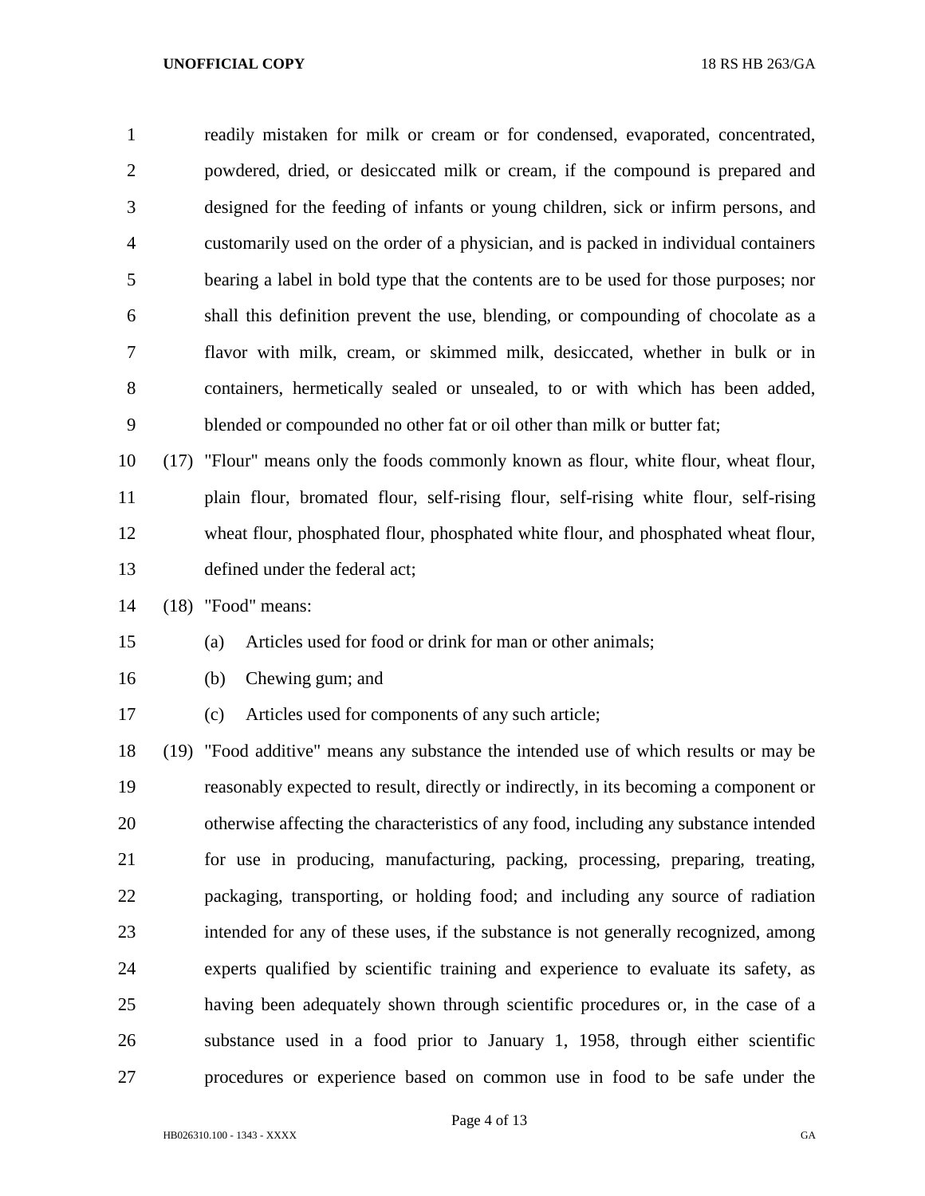readily mistaken for milk or cream or for condensed, evaporated, concentrated, powdered, dried, or desiccated milk or cream, if the compound is prepared and designed for the feeding of infants or young children, sick or infirm persons, and customarily used on the order of a physician, and is packed in individual containers bearing a label in bold type that the contents are to be used for those purposes; nor shall this definition prevent the use, blending, or compounding of chocolate as a flavor with milk, cream, or skimmed milk, desiccated, whether in bulk or in containers, hermetically sealed or unsealed, to or with which has been added, blended or compounded no other fat or oil other than milk or butter fat;

(17) "Flour" means only the foods commonly known as flour, white flour, wheat flour, plain flour, bromated flour, self-rising flour, self-rising white flour, self-rising wheat flour, phosphated flour, phosphated white flour, and phosphated wheat flour, defined under the federal act;

(18) "Food" means:

(a) Articles used for food or drink for man or other animals;

(b) Chewing gum; and

(c) Articles used for components of any such article;

(19) "Food additive" means any substance the intended use of which results or may be reasonably expected to result, directly or indirectly, in its becoming a component or otherwise affecting the characteristics of any food, including any substance intended for use in producing, manufacturing, packing, processing, preparing, treating, packaging, transporting, or holding food; and including any source of radiation intended for any of these uses, if the substance is not generally recognized, among experts qualified by scientific training and experience to evaluate its safety, as having been adequately shown through scientific procedures or, in the case of a substance used in a food prior to January 1, 1958, through either scientific procedures or experience based on common use in food to be safe under the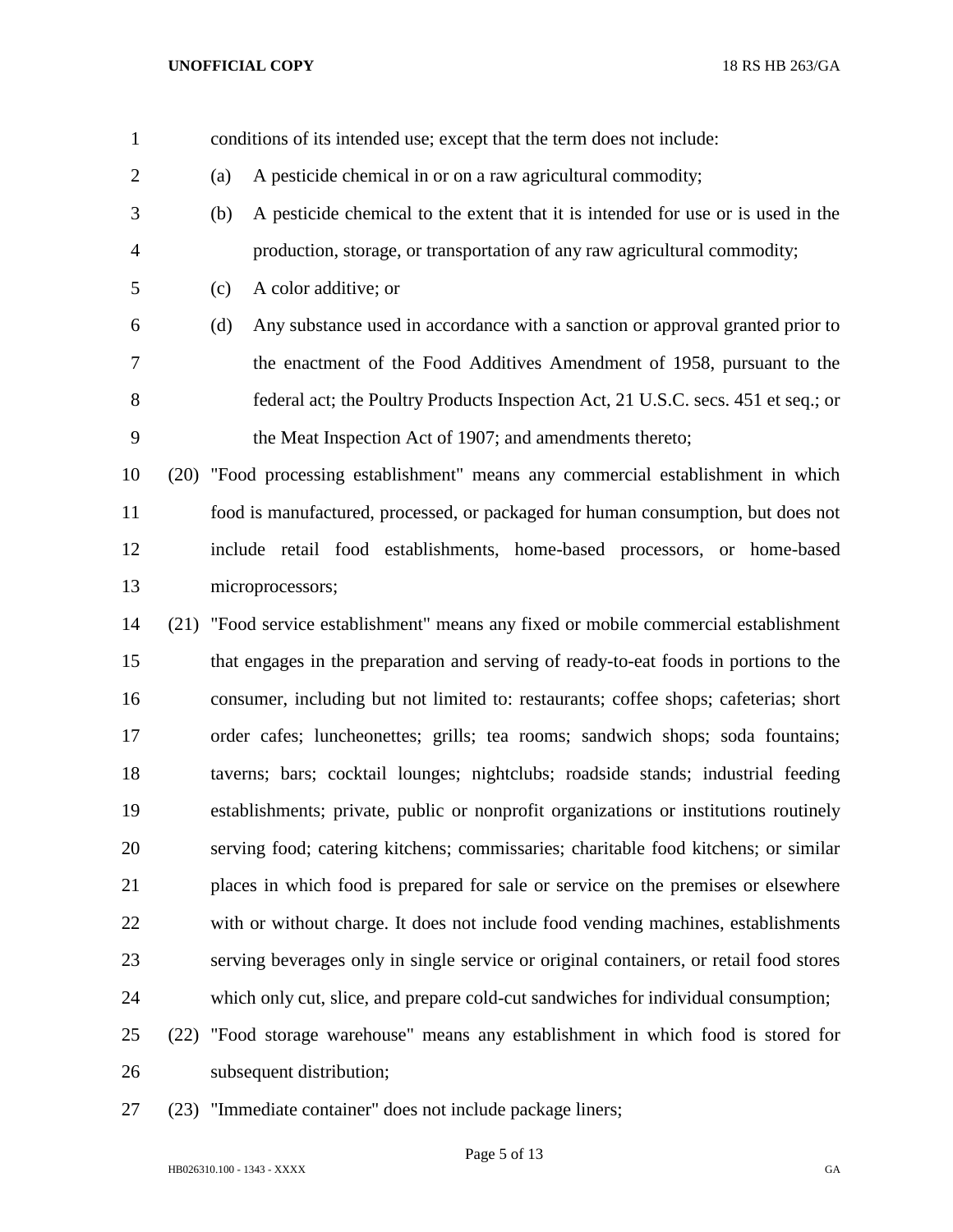conditions of its intended use; except that the term does not include:

(a) A pesticide chemical in or on a raw agricultural commodity;

(b) A pesticide chemical to the extent that it is intended for use or is used in the production, storage, or transportation of any raw agricultural commodity;

(c) A color additive; or

(d) Any substance used in accordance with a sanction or approval granted prior to the enactment of the Food Additives Amendment of 1958, pursuant to the federal act; the Poultry Products Inspection Act, 21 U.S.C. secs. 451 et seq.; or the Meat Inspection Act of 1907; and amendments thereto;

(20) "Food processing establishment" means any commercial establishment in which food is manufactured, processed, or packaged for human consumption, but does not include retail food establishments, home-based processors, or home-based microprocessors;

(21) "Food service establishment" means any fixed or mobile commercial establishment that engages in the preparation and serving of ready-to-eat foods in portions to the consumer, including but not limited to: restaurants; coffee shops; cafeterias; short order cafes; luncheonettes; grills; tea rooms; sandwich shops; soda fountains; taverns; bars; cocktail lounges; nightclubs; roadside stands; industrial feeding establishments; private, public or nonprofit organizations or institutions routinely serving food; catering kitchens; commissaries; charitable food kitchens; or similar places in which food is prepared for sale or service on the premises or elsewhere with or without charge. It does not include food vending machines, establishments serving beverages only in single service or original containers, or retail food stores which only cut, slice, and prepare cold-cut sandwiches for individual consumption;

(22) "Food storage warehouse" means any establishment in which food is stored for subsequent distribution;

(23) "Immediate container" does not include package liners;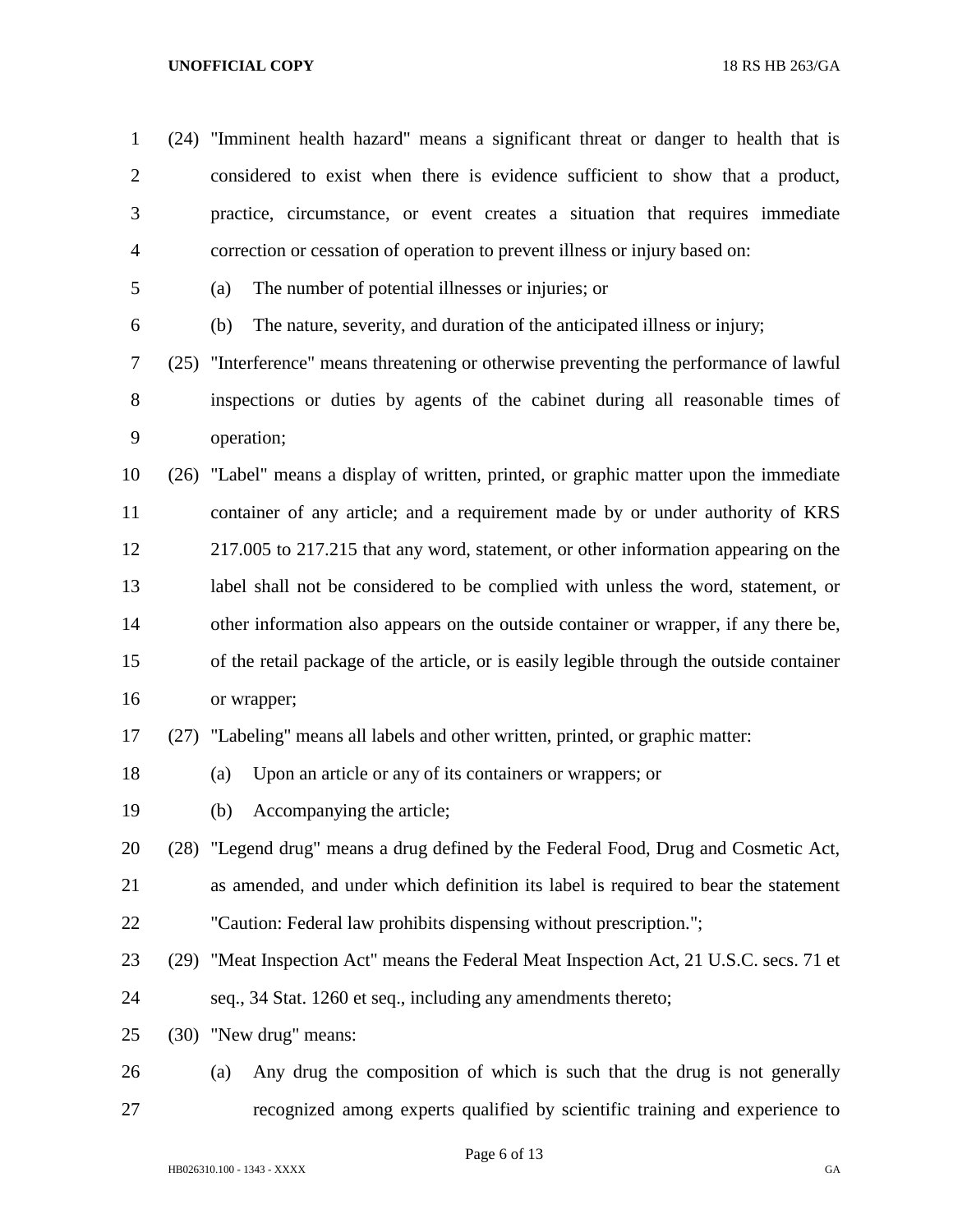(24) "Imminent health hazard" means a significant threat or danger to health that is considered to exist when there is evidence sufficient to show that a product, practice, circumstance, or event creates a situation that requires immediate correction or cessation of operation to prevent illness or injury based on:

  (a) The number of potential illnesses or injuries; or

  (b) The nature, severity, and duration of the anticipated illness or injury;

(25) "Interference" means threatening or otherwise preventing the performance of lawful inspections or duties by agents of the cabinet during all reasonable times of operation;

(26) "Label" means a display of written, printed, or graphic matter upon the immediate container of any article; and a requirement made by or under authority of KRS 217.005 to 217.215 that any word, statement, or other information appearing on the label shall not be considered to be complied with unless the word, statement, or other information also appears on the outside container or wrapper, if any there be, of the retail package of the article, or is easily legible through the outside container or wrapper;

(27) "Labeling" means all labels and other written, printed, or graphic matter:

  (a) Upon an article or any of its containers or wrappers; or

  (b) Accompanying the article;

(28) "Legend drug" means a drug defined by the Federal Food, Drug and Cosmetic Act, as amended, and under which definition its label is required to bear the statement "Caution: Federal law prohibits dispensing without prescription.";

(29) "Meat Inspection Act" means the Federal Meat Inspection Act, 21 U.S.C. secs. 71 et seq., 34 Stat. 1260 et seq., including any amendments thereto;

(30) "New drug" means:

  (a) Any drug the composition of which is such that the drug is not generally recognized among experts qualified by scientific training and experience to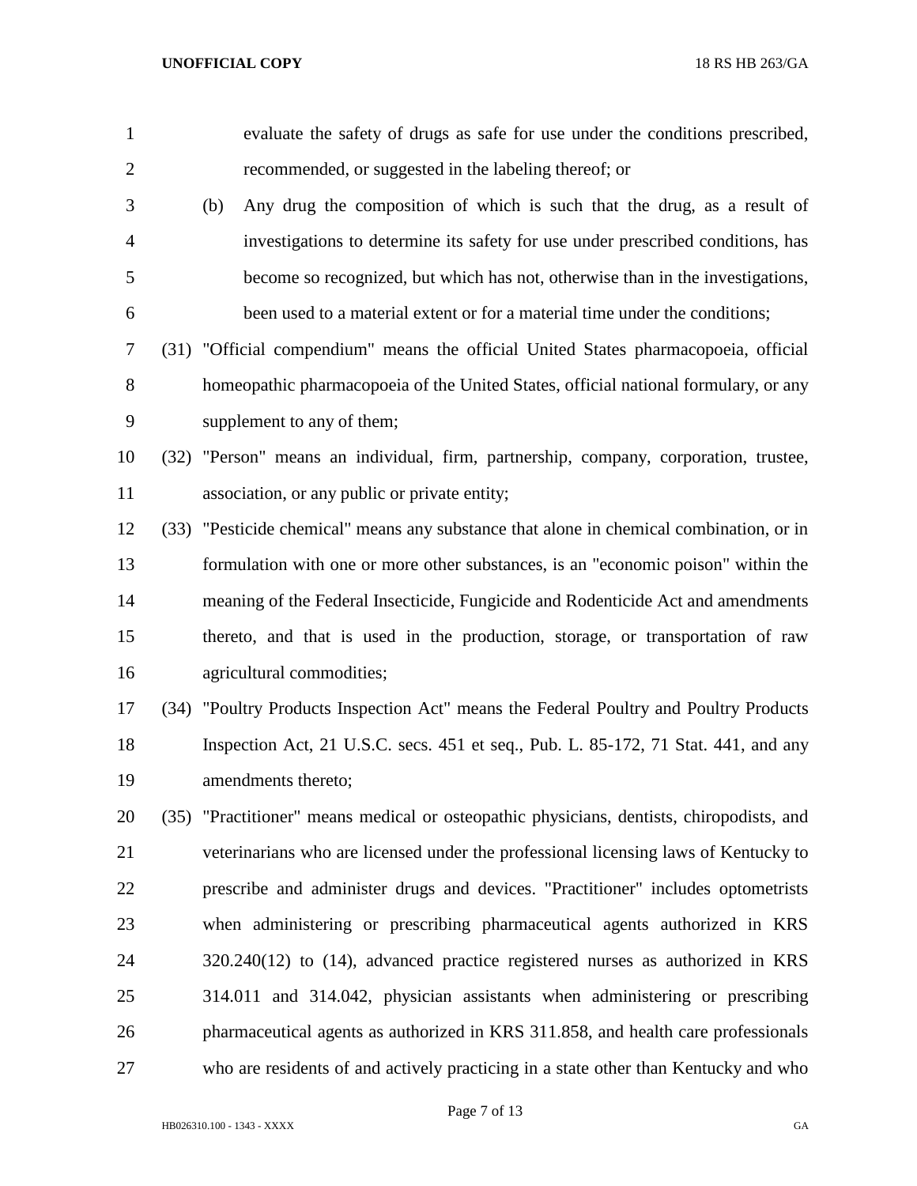evaluate the safety of drugs as safe for use under the conditions prescribed, recommended, or suggested in the labeling thereof; or

(b) Any drug the composition of which is such that the drug, as a result of investigations to determine its safety for use under prescribed conditions, has become so recognized, but which has not, otherwise than in the investigations, been used to a material extent or for a material time under the conditions;

(31) "Official compendium" means the official United States pharmacopoeia, official homeopathic pharmacopoeia of the United States, official national formulary, or any supplement to any of them;

(32) "Person" means an individual, firm, partnership, company, corporation, trustee, association, or any public or private entity;

(33) "Pesticide chemical" means any substance that alone in chemical combination, or in formulation with one or more other substances, is an "economic poison" within the meaning of the Federal Insecticide, Fungicide and Rodenticide Act and amendments thereto, and that is used in the production, storage, or transportation of raw agricultural commodities;

(34) "Poultry Products Inspection Act" means the Federal Poultry and Poultry Products Inspection Act, 21 U.S.C. secs. 451 et seq., Pub. L. 85-172, 71 Stat. 441, and any amendments thereto;

(35) "Practitioner" means medical or osteopathic physicians, dentists, chiropodists, and veterinarians who are licensed under the professional licensing laws of Kentucky to prescribe and administer drugs and devices. "Practitioner" includes optometrists when administering or prescribing pharmaceutical agents authorized in KRS 320.240(12) to (14), advanced practice registered nurses as authorized in KRS 314.011 and 314.042, physician assistants when administering or prescribing pharmaceutical agents as authorized in KRS 311.858, and health care professionals who are residents of and actively practicing in a state other than Kentucky and who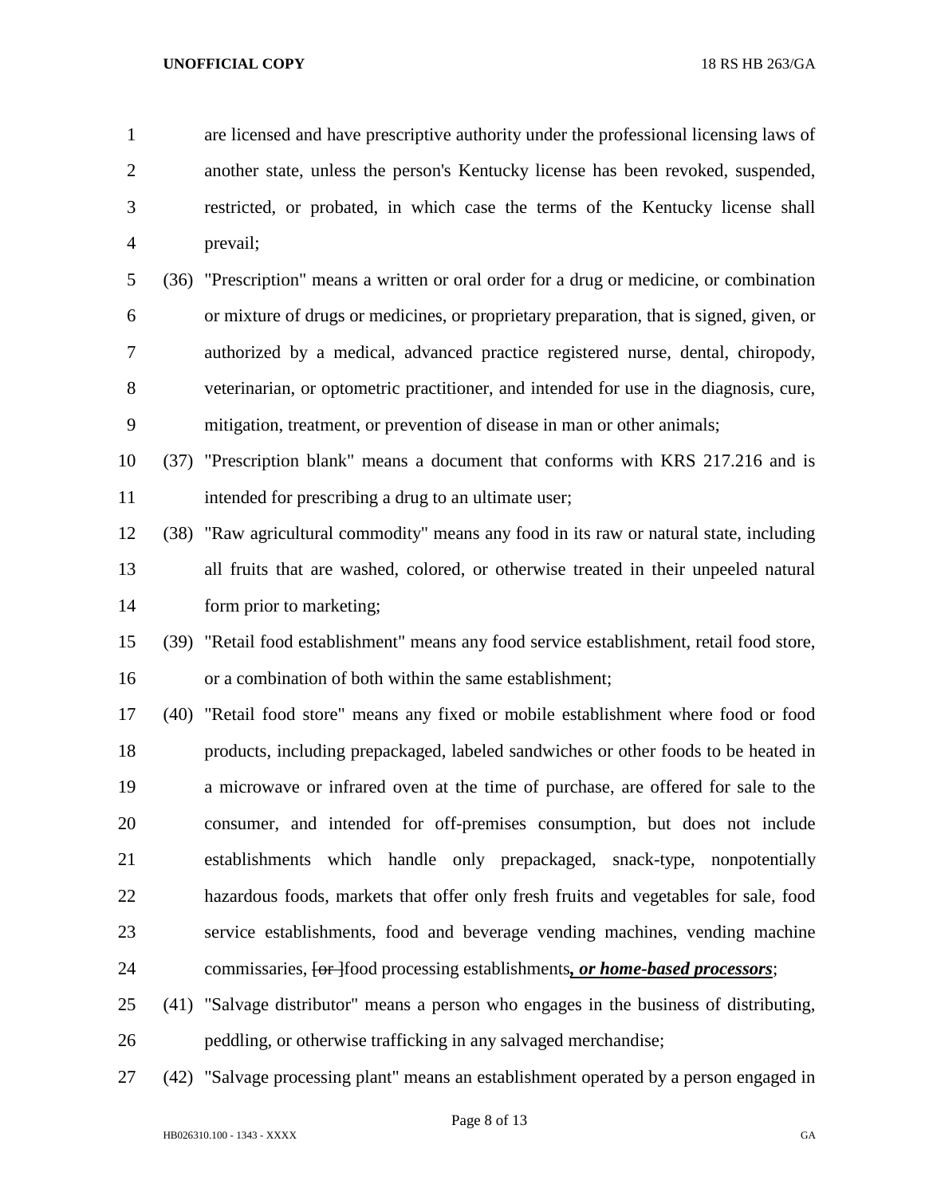are licensed and have prescriptive authority under the professional licensing laws of another state, unless the person's Kentucky license has been revoked, suspended, restricted, or probated, in which case the terms of the Kentucky license shall prevail;

(36) "Prescription" means a written or oral order for a drug or medicine, or combination or mixture of drugs or medicines, or proprietary preparation, that is signed, given, or authorized by a medical, advanced practice registered nurse, dental, chiropody, veterinarian, or optometric practitioner, and intended for use in the diagnosis, cure, mitigation, treatment, or prevention of disease in man or other animals;

(37) "Prescription blank" means a document that conforms with KRS 217.216 and is intended for prescribing a drug to an ultimate user;

(38) "Raw agricultural commodity" means any food in its raw or natural state, including all fruits that are washed, colored, or otherwise treated in their unpeeled natural form prior to marketing;

(39) "Retail food establishment" means any food service establishment, retail food store, or a combination of both within the same establishment;

(40) "Retail food store" means any fixed or mobile establishment where food or food products, including prepackaged, labeled sandwiches or other foods to be heated in a microwave or infrared oven at the time of purchase, are offered for sale to the consumer, and intended for off-premises consumption, but does not include establishments which handle only prepackaged, snack-type, nonpotentially hazardous foods, markets that offer only fresh fruits and vegetables for sale, food service establishments, food and beverage vending machines, vending machine commissaries, ~~[or ]~~food processing establishments***, or home-based processors***;

(41) "Salvage distributor" means a person who engages in the business of distributing, peddling, or otherwise trafficking in any salvaged merchandise;

(42) "Salvage processing plant" means an establishment operated by a person engaged in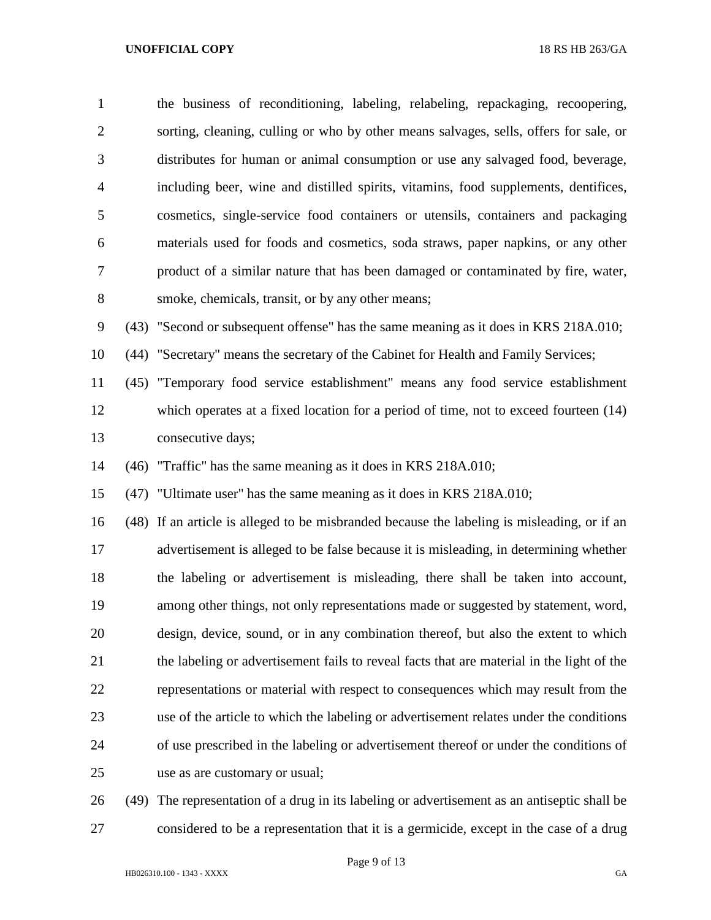the business of reconditioning, labeling, relabeling, repackaging, recoopering, sorting, cleaning, culling or who by other means salvages, sells, offers for sale, or distributes for human or animal consumption or use any salvaged food, beverage, including beer, wine and distilled spirits, vitamins, food supplements, dentifices, cosmetics, single-service food containers or utensils, containers and packaging materials used for foods and cosmetics, soda straws, paper napkins, or any other product of a similar nature that has been damaged or contaminated by fire, water, smoke, chemicals, transit, or by any other means;

(43) "Second or subsequent offense" has the same meaning as it does in KRS 218A.010;

(44) "Secretary" means the secretary of the Cabinet for Health and Family Services;

(45) "Temporary food service establishment" means any food service establishment which operates at a fixed location for a period of time, not to exceed fourteen (14) consecutive days;

(46) "Traffic" has the same meaning as it does in KRS 218A.010;

(47) "Ultimate user" has the same meaning as it does in KRS 218A.010;

(48) If an article is alleged to be misbranded because the labeling is misleading, or if an advertisement is alleged to be false because it is misleading, in determining whether the labeling or advertisement is misleading, there shall be taken into account, among other things, not only representations made or suggested by statement, word, design, device, sound, or in any combination thereof, but also the extent to which the labeling or advertisement fails to reveal facts that are material in the light of the representations or material with respect to consequences which may result from the use of the article to which the labeling or advertisement relates under the conditions of use prescribed in the labeling or advertisement thereof or under the conditions of use as are customary or usual;

(49) The representation of a drug in its labeling or advertisement as an antiseptic shall be considered to be a representation that it is a germicide, except in the case of a drug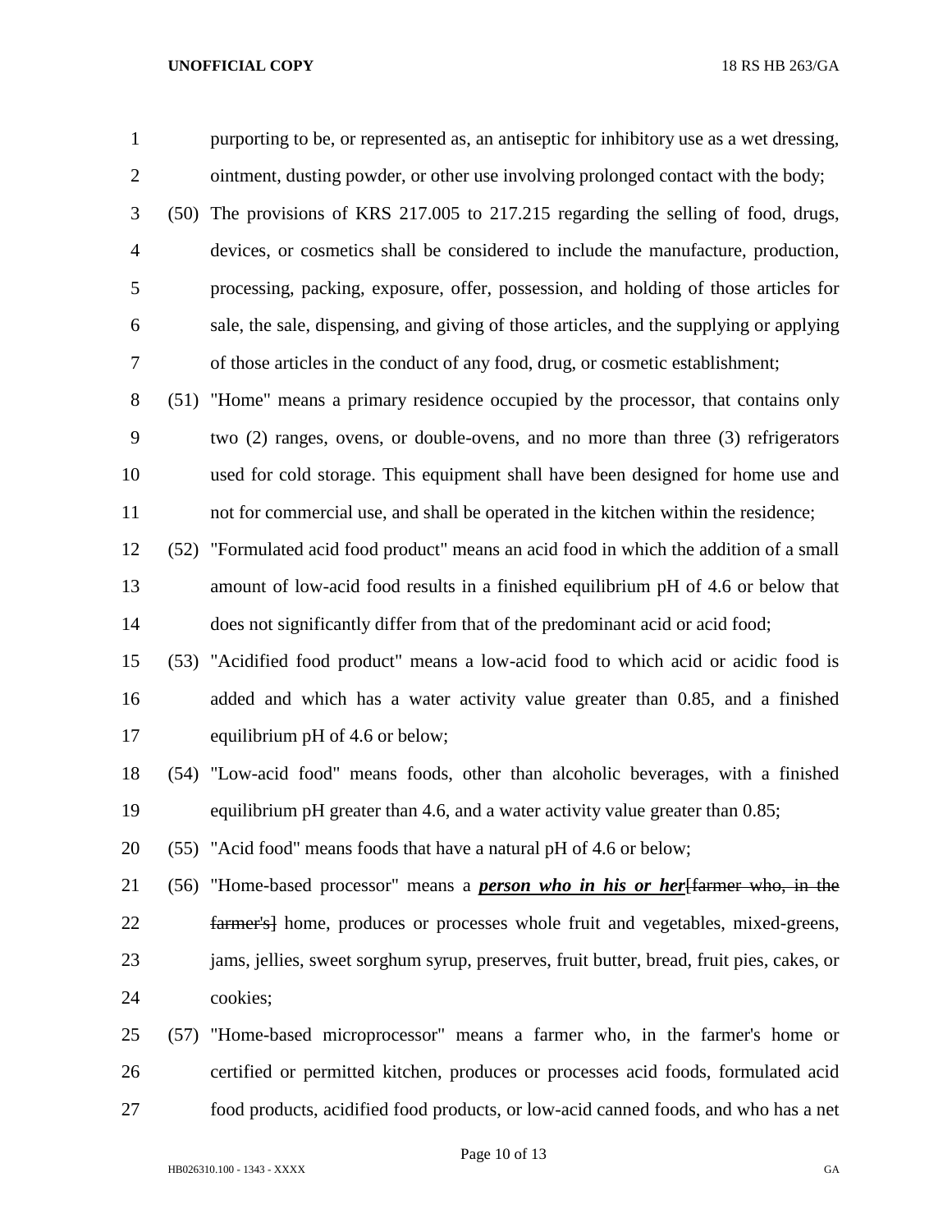purporting to be, or represented as, an antiseptic for inhibitory use as a wet dressing, ointment, dusting powder, or other use involving prolonged contact with the body;

(50) The provisions of KRS 217.005 to 217.215 regarding the selling of food, drugs, devices, or cosmetics shall be considered to include the manufacture, production, processing, packing, exposure, offer, possession, and holding of those articles for sale, the sale, dispensing, and giving of those articles, and the supplying or applying of those articles in the conduct of any food, drug, or cosmetic establishment;

(51) "Home" means a primary residence occupied by the processor, that contains only two (2) ranges, ovens, or double-ovens, and no more than three (3) refrigerators used for cold storage. This equipment shall have been designed for home use and not for commercial use, and shall be operated in the kitchen within the residence;

(52) "Formulated acid food product" means an acid food in which the addition of a small amount of low-acid food results in a finished equilibrium pH of 4.6 or below that does not significantly differ from that of the predominant acid or acid food;

(53) "Acidified food product" means a low-acid food to which acid or acidic food is added and which has a water activity value greater than 0.85, and a finished equilibrium pH of 4.6 or below;

(54) "Low-acid food" means foods, other than alcoholic beverages, with a finished equilibrium pH greater than 4.6, and a water activity value greater than 0.85;

(55) "Acid food" means foods that have a natural pH of 4.6 or below;

(56) "Home-based processor" means a ***person who in his or her***[~~farmer who, in the farmer's~~] home, produces or processes whole fruit and vegetables, mixed-greens, jams, jellies, sweet sorghum syrup, preserves, fruit butter, bread, fruit pies, cakes, or cookies;

(57) "Home-based microprocessor" means a farmer who, in the farmer's home or certified or permitted kitchen, produces or processes acid foods, formulated acid food products, acidified food products, or low-acid canned foods, and who has a net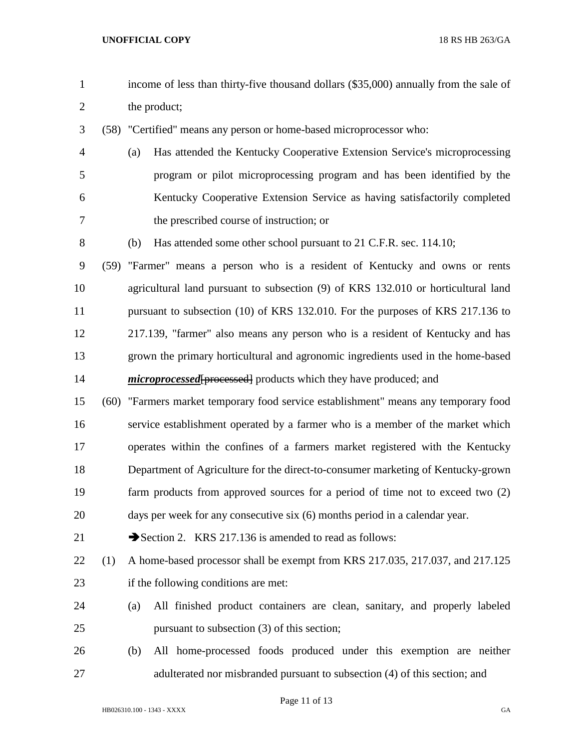income of less than thirty-five thousand dollars ($35,000) annually from the sale of the product;

(58) "Certified" means any person or home-based microprocessor who:

(a) Has attended the Kentucky Cooperative Extension Service's microprocessing program or pilot microprocessing program and has been identified by the Kentucky Cooperative Extension Service as having satisfactorily completed the prescribed course of instruction; or

(b) Has attended some other school pursuant to 21 C.F.R. sec. 114.10;

(59) "Farmer" means a person who is a resident of Kentucky and owns or rents agricultural land pursuant to subsection (9) of KRS 132.010 or horticultural land pursuant to subsection (10) of KRS 132.010. For the purposes of KRS 217.136 to 217.139, "farmer" also means any person who is a resident of Kentucky and has grown the primary horticultural and agronomic ingredients used in the home-based ***microprocessed***~~[processed]~~ products which they have produced; and

(60) "Farmers market temporary food service establishment" means any temporary food service establishment operated by a farmer who is a member of the market which operates within the confines of a farmers market registered with the Kentucky Department of Agriculture for the direct-to-consumer marketing of Kentucky-grown farm products from approved sources for a period of time not to exceed two (2) days per week for any consecutive six (6) months period in a calendar year.

➔Section 2. KRS 217.136 is amended to read as follows:

(1) A home-based processor shall be exempt from KRS 217.035, 217.037, and 217.125 if the following conditions are met:

(a) All finished product containers are clean, sanitary, and properly labeled pursuant to subsection (3) of this section;

(b) All home-processed foods produced under this exemption are neither adulterated nor misbranded pursuant to subsection (4) of this section; and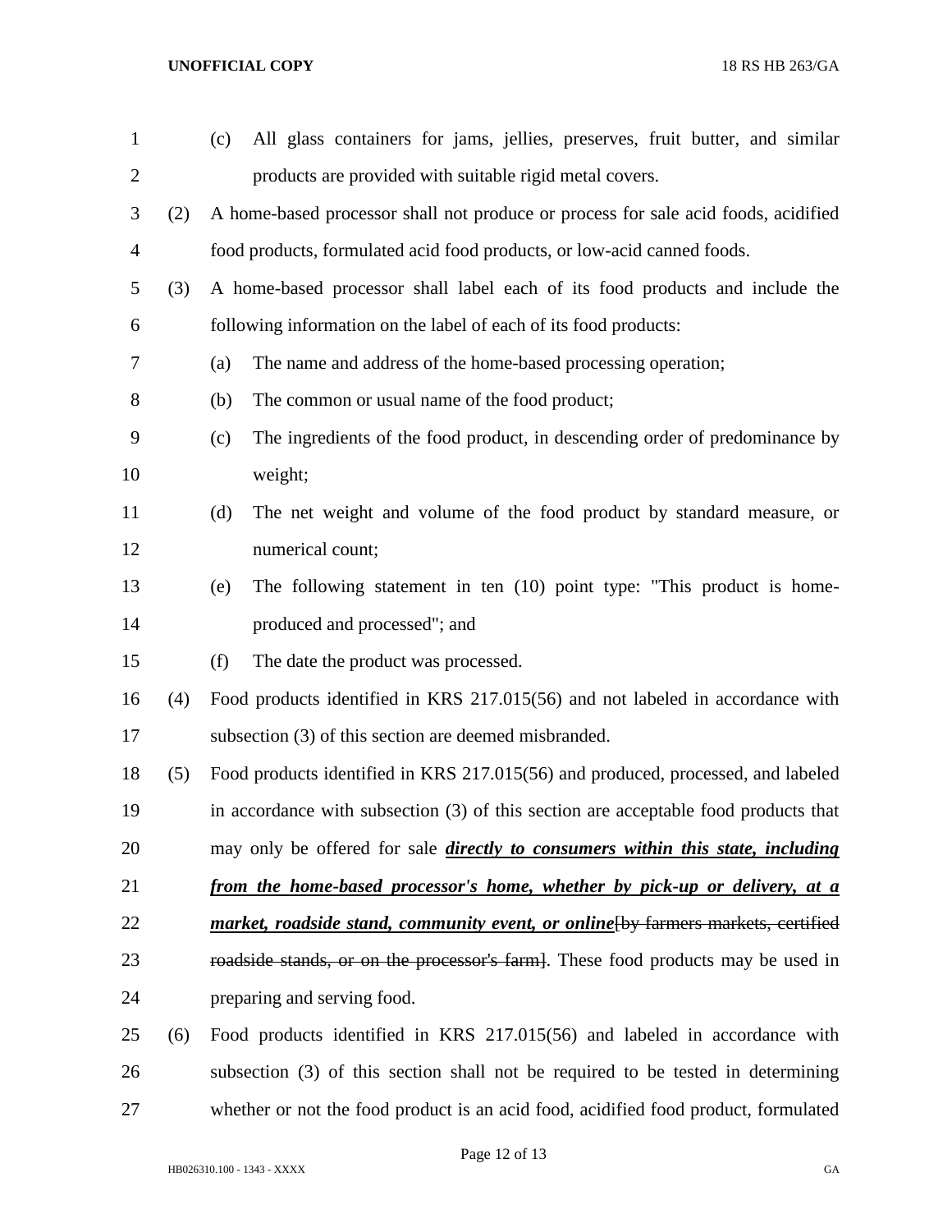(c) All glass containers for jams, jellies, preserves, fruit butter, and similar products are provided with suitable rigid metal covers.

(2) A home-based processor shall not produce or process for sale acid foods, acidified food products, formulated acid food products, or low-acid canned foods.

(3) A home-based processor shall label each of its food products and include the following information on the label of each of its food products:

(a) The name and address of the home-based processing operation;

(b) The common or usual name of the food product;

(c) The ingredients of the food product, in descending order of predominance by weight;

(d) The net weight and volume of the food product by standard measure, or numerical count;

(e) The following statement in ten (10) point type: "This product is home-produced and processed"; and

(f) The date the product was processed.

(4) Food products identified in KRS 217.015(56) and not labeled in accordance with subsection (3) of this section are deemed misbranded.

(5) Food products identified in KRS 217.015(56) and produced, processed, and labeled in accordance with subsection (3) of this section are acceptable food products that may only be offered for sale ***directly to consumers within this state, including from the home-based processor's home, whether by pick-up or delivery, at a market, roadside stand, community event, or online***~~[by farmers markets, certified roadside stands, or on the processor's farm]~~. These food products may be used in preparing and serving food.

(6) Food products identified in KRS 217.015(56) and labeled in accordance with subsection (3) of this section shall not be required to be tested in determining whether or not the food product is an acid food, acidified food product, formulated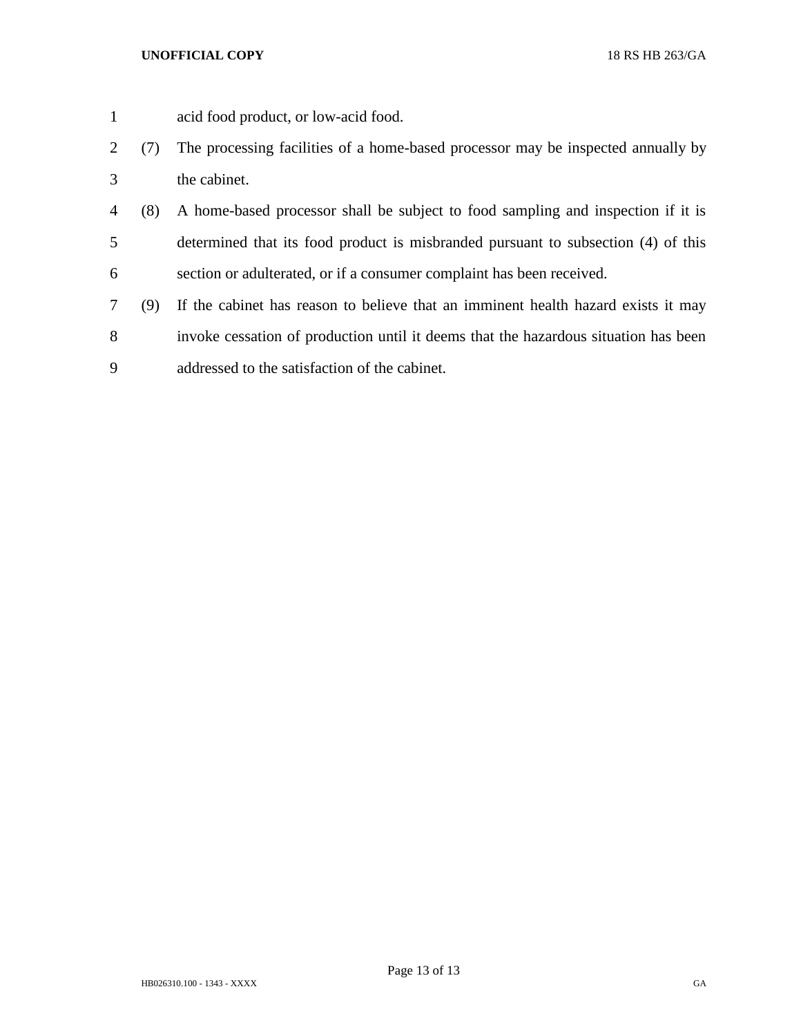acid food product, or low-acid food.

(7) The processing facilities of a home-based processor may be inspected annually by the cabinet.

(8) A home-based processor shall be subject to food sampling and inspection if it is determined that its food product is misbranded pursuant to subsection (4) of this section or adulterated, or if a consumer complaint has been received.

(9) If the cabinet has reason to believe that an imminent health hazard exists it may invoke cessation of production until it deems that the hazardous situation has been addressed to the satisfaction of the cabinet.